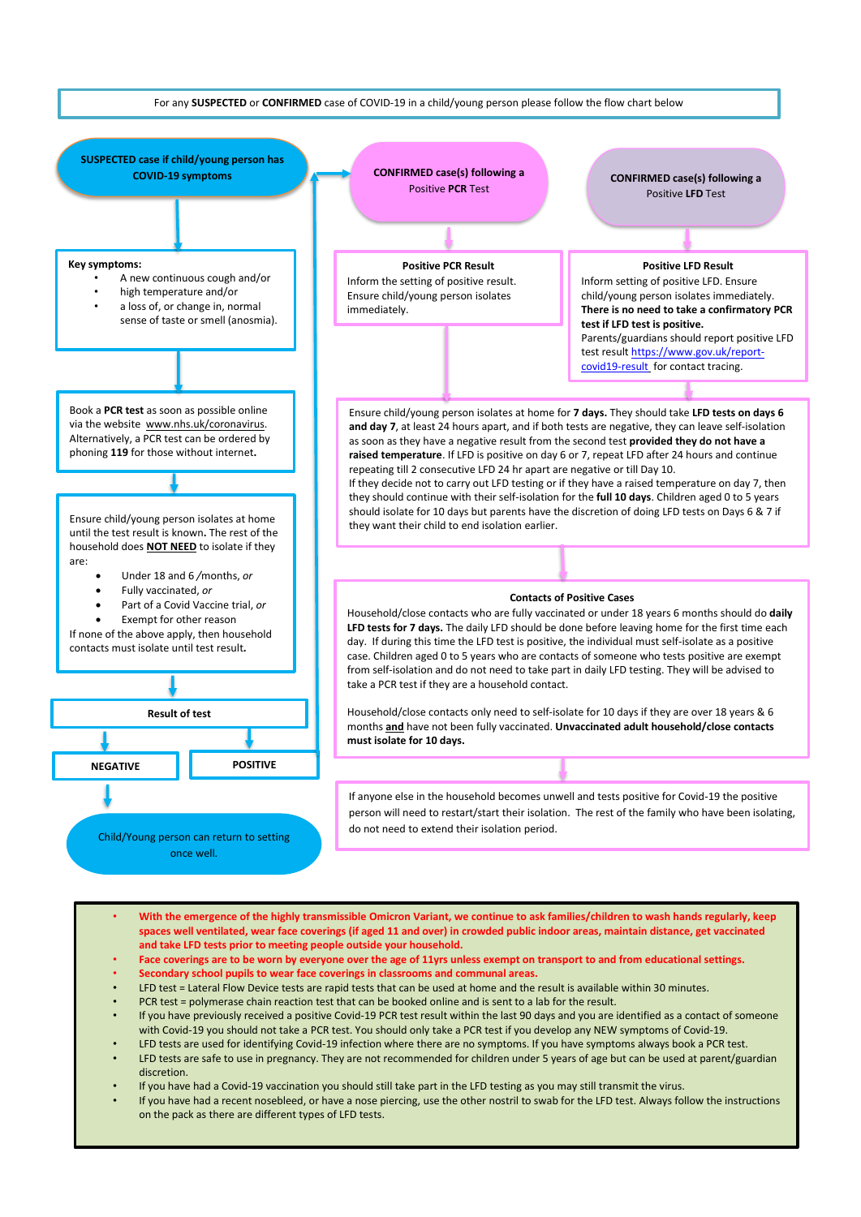For any **SUSPECTED** or **CONFIRMED** case of COVID-19 in a child/young person please follow the flow chart below

## SUSPECTED case if child/young person has COVID-19 symptoms

**Key symptoms:**

- A new continuous cough and/or
- high temperature and/or
- a loss of, or change in, normal sense of taste or smell (anosmia).

Book a **PCR test** as soon as possible online via the website www.nhs.uk/coronavirus. Alternatively, a PCR test can be ordered by phoning **119** for those without internet.

Ensure child/young person isolates at home until the test result is known. The rest of the household does **NOT NEED** to isolate if they are:

- Under 18 and 6 /months, *or*
- Fully vaccinated, *or*
- Part of a Covid Vaccine trial, *or*
- Exempt for other reason

If none of the above apply, then household contacts must isolate until test result.

**Result of test**

**NEGATIVE** – Child/Young person can return to setting once well.

**POSITIVE** – see CONFIRMED case(s) following a Positive PCR Test.

## CONFIRMED case(s) following a Positive PCR Test

**Positive PCR Result**

Inform the setting of positive result. Ensure child/young person isolates immediately.

## CONFIRMED case(s) following a Positive LFD Test

**Positive LFD Result**

Inform setting of positive LFD. Ensure child/young person isolates immediately. **There is no need to take a confirmatory PCR test if LFD test is positive.** Parents/guardians should report positive LFD test result https://www.gov.uk/report-covid19-result for contact tracing.

---

Ensure child/young person isolates at home for **7 days.** They should take **LFD tests on days 6 and day 7**, at least 24 hours apart, and if both tests are negative, they can leave self-isolation as soon as they have a negative result from the second test **provided they do not have a raised temperature.** If LFD is positive on day 6 or 7, repeat LFD after 24 hours and continue repeating till 2 consecutive LFD 24 hr apart are negative or till Day 10.
If they decide not to carry out LFD testing or if they have a raised temperature on day 7, then they should continue with their self-isolation for the **full 10 days**. Children aged 0 to 5 years should isolate for 10 days but parents have the discretion of doing LFD tests on Days 6 & 7 if they want their child to end isolation earlier.

**Contacts of Positive Cases**

Household/close contacts who are fully vaccinated or under 18 years 6 months should do **daily LFD tests for 7 days.** The daily LFD should be done before leaving home for the first time each day. If during this time the LFD test is positive, the individual must self-isolate as a positive case. Children aged 0 to 5 years who are contacts of someone who tests positive are exempt from self-isolation and do not need to take part in daily LFD testing. They will be advised to take a PCR test if they are a household contact.

Household/close contacts only need to self-isolate for 10 days if they are over 18 years & 6 months **and** have not been fully vaccinated. **Unvaccinated adult household/close contacts must isolate for 10 days.**

If anyone else in the household becomes unwell and tests positive for Covid-19 the positive person will need to restart/start their isolation. The rest of the family who have been isolating, do not need to extend their isolation period.

---

- **With the emergence of the highly transmissible Omicron Variant, we continue to ask families/children to wash hands regularly, keep spaces well ventilated, wear face coverings (if aged 11 and over) in crowded public indoor areas, maintain distance, get vaccinated and take LFD tests prior to meeting people outside your household.**
- **Face coverings are to be worn by everyone over the age of 11yrs unless exempt on transport to and from educational settings.**
- **Secondary school pupils to wear face coverings in classrooms and communal areas.**
- LFD test = Lateral Flow Device tests are rapid tests that can be used at home and the result is available within 30 minutes.
- PCR test = polymerase chain reaction test that can be booked online and is sent to a lab for the result.
- If you have previously received a positive Covid-19 PCR test result within the last 90 days and you are identified as a contact of someone with Covid-19 you should not take a PCR test. You should only take a PCR test if you develop any NEW symptoms of Covid-19.
- LFD tests are used for identifying Covid-19 infection where there are no symptoms. If you have symptoms always book a PCR test.
- LFD tests are safe to use in pregnancy. They are not recommended for children under 5 years of age but can be used at parent/guardian discretion.
- If you have had a Covid-19 vaccination you should still take part in the LFD testing as you may still transmit the virus.
- If you have had a recent nosebleed, or have a nose piercing, use the other nostril to swab for the LFD test. Always follow the instructions on the pack as there are different types of LFD tests.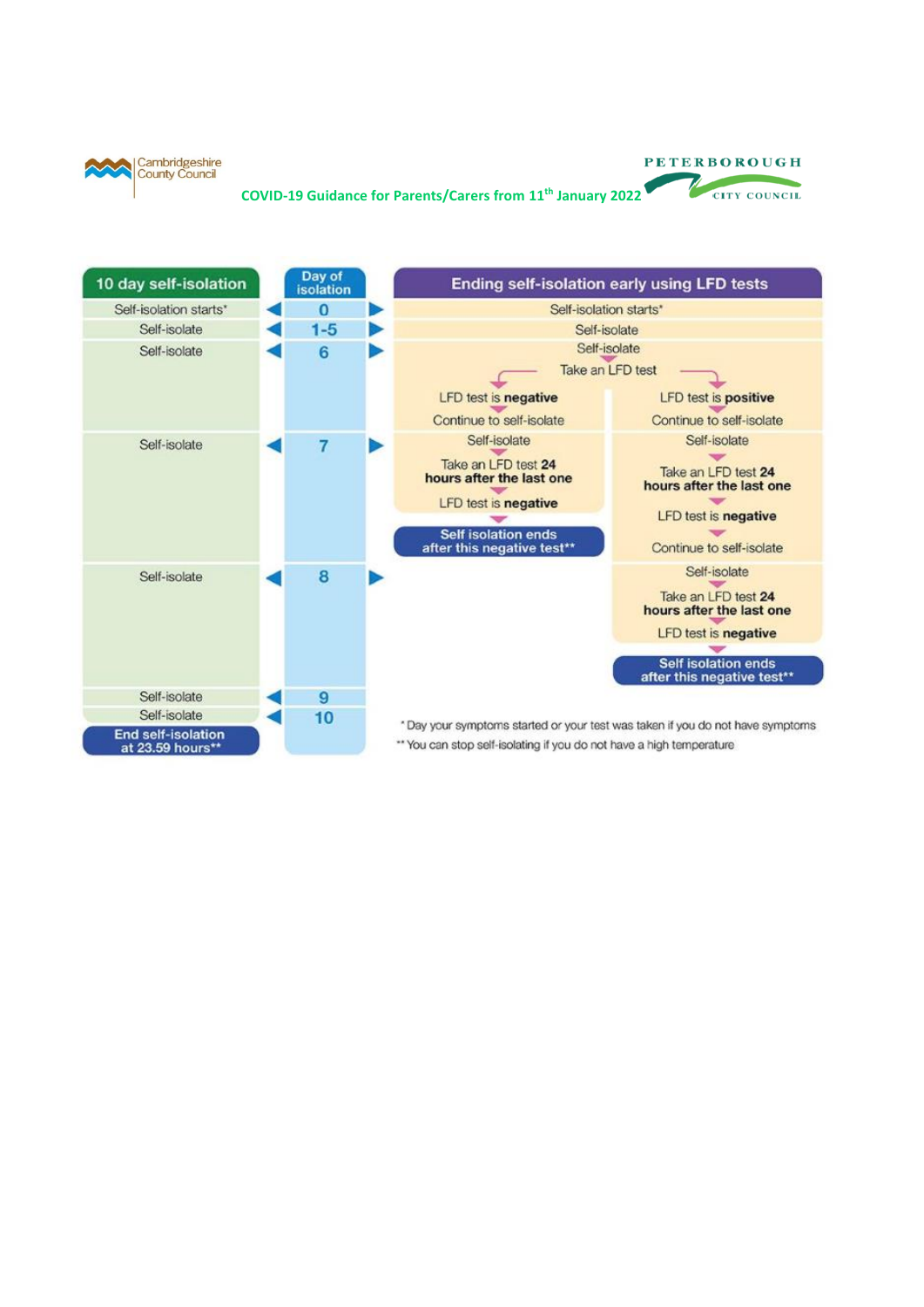Cambridgeshire County Council

PETERBOROUGH CITY COUNCIL

**COVID-19 Guidance for Parents/Carers from 11th January 2022**

| 10 day self-isolation | Day of isolation | Ending self-isolation early using LFD tests | |
|---|---|---|---|
| Self-isolation starts* | 0 | Self-isolation starts* | |
| Self-isolate | 1-5 | Self-isolate | |
| Self-isolate | 6 | Self-isolate<br>Take an LFD test | |
| | | LFD test is **negative**<br>Continue to self-isolate | LFD test is **positive**<br>Continue to self-isolate |
| Self-isolate | 7 | Self-isolate<br>Take an LFD test **24 hours after the last one**<br>LFD test is **negative**<br>**Self isolation ends after this negative test**** | Self-isolate<br>Take an LFD test **24 hours after the last one**<br>LFD test is **negative**<br>Continue to self-isolate |
| Self-isolate | 8 | | Self-isolate<br>Take an LFD test **24 hours after the last one**<br>LFD test is **negative**<br>**Self isolation ends after this negative test**** |
| Self-isolate | 9 | | |
| Self-isolate | 10 | | |
| **End self-isolation at 23.59 hours**** | | | |

\* Day your symptoms started or your test was taken if you do not have symptoms

** You can stop self-isolating if you do not have a high temperature